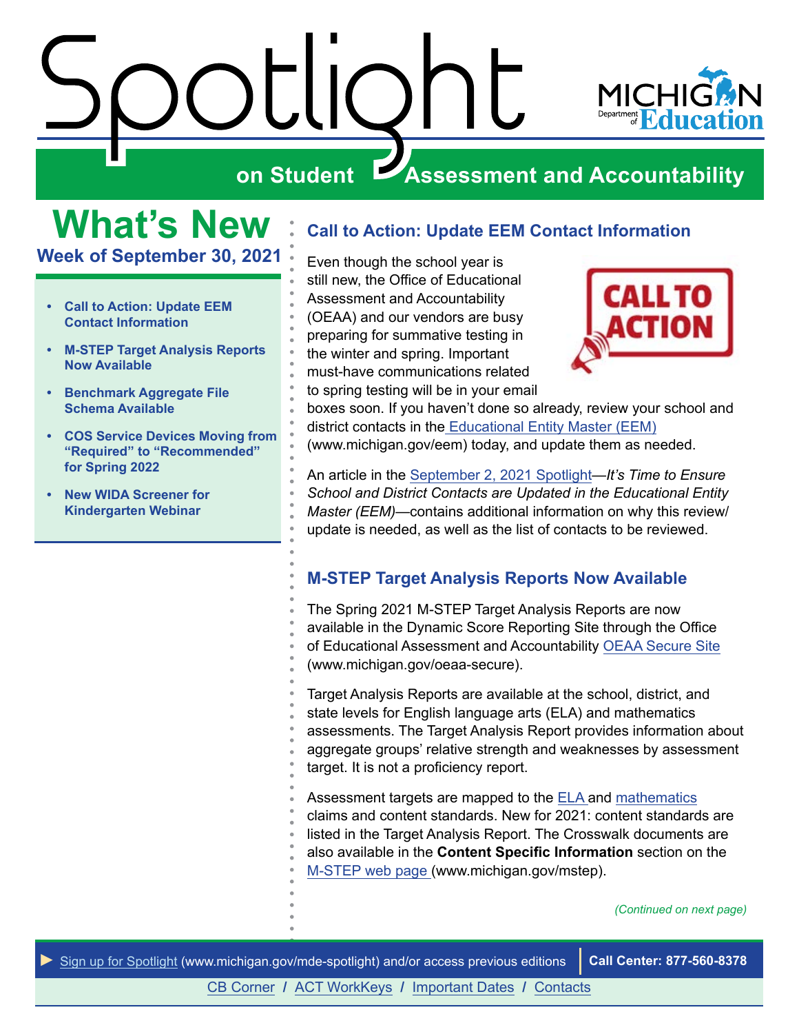# Spotlight on Student Assessment and Accountability

## What's New

### Week of September 30, 2021

- Call to Action: Update EEM Contact Information
- M-STEP Target Analysis Reports Now Available
- Benchmark Aggregate File Schema Available
- COS Service Devices Moving from "Required" to "Recommended" for Spring 2022
- New WIDA Screener for Kindergarten Webinar

## Call to Action: Update EEM Contact Information

Even though the school year is still new, the Office of Educational Assessment and Accountability (OEAA) and our vendors are busy preparing for summative testing in the winter and spring. Important must-have communications related to spring testing will be in your email boxes soon. If you haven't done so already, review your school and district contacts in the Educational Entity Master (EEM) (www.michigan.gov/eem) today, and update them as needed.

An article in the September 2, 2021 Spotlight—*It's Time to Ensure School and District Contacts are Updated in the Educational Entity Master (EEM)*—contains additional information on why this review/update is needed, as well as the list of contacts to be reviewed.

## M-STEP Target Analysis Reports Now Available

The Spring 2021 M-STEP Target Analysis Reports are now available in the Dynamic Score Reporting Site through the Office of Educational Assessment and Accountability OEAA Secure Site (www.michigan.gov/oeaa-secure).

Target Analysis Reports are available at the school, district, and state levels for English language arts (ELA) and mathematics assessments. The Target Analysis Report provides information about aggregate groups' relative strength and weaknesses by assessment target. It is not a proficiency report.

Assessment targets are mapped to the ELA and mathematics claims and content standards. New for 2021: content standards are listed in the Target Analysis Report. The Crosswalk documents are also available in the **Content Specific Information** section on the M-STEP web page (www.michigan.gov/mstep).

*(Continued on next page)*

► Sign up for Spotlight (www.michigan.gov/mde-spotlight) and/or access previous editions | **Call Center: 877-560-8378**

CB Corner / ACT WorkKeys / Important Dates / Contacts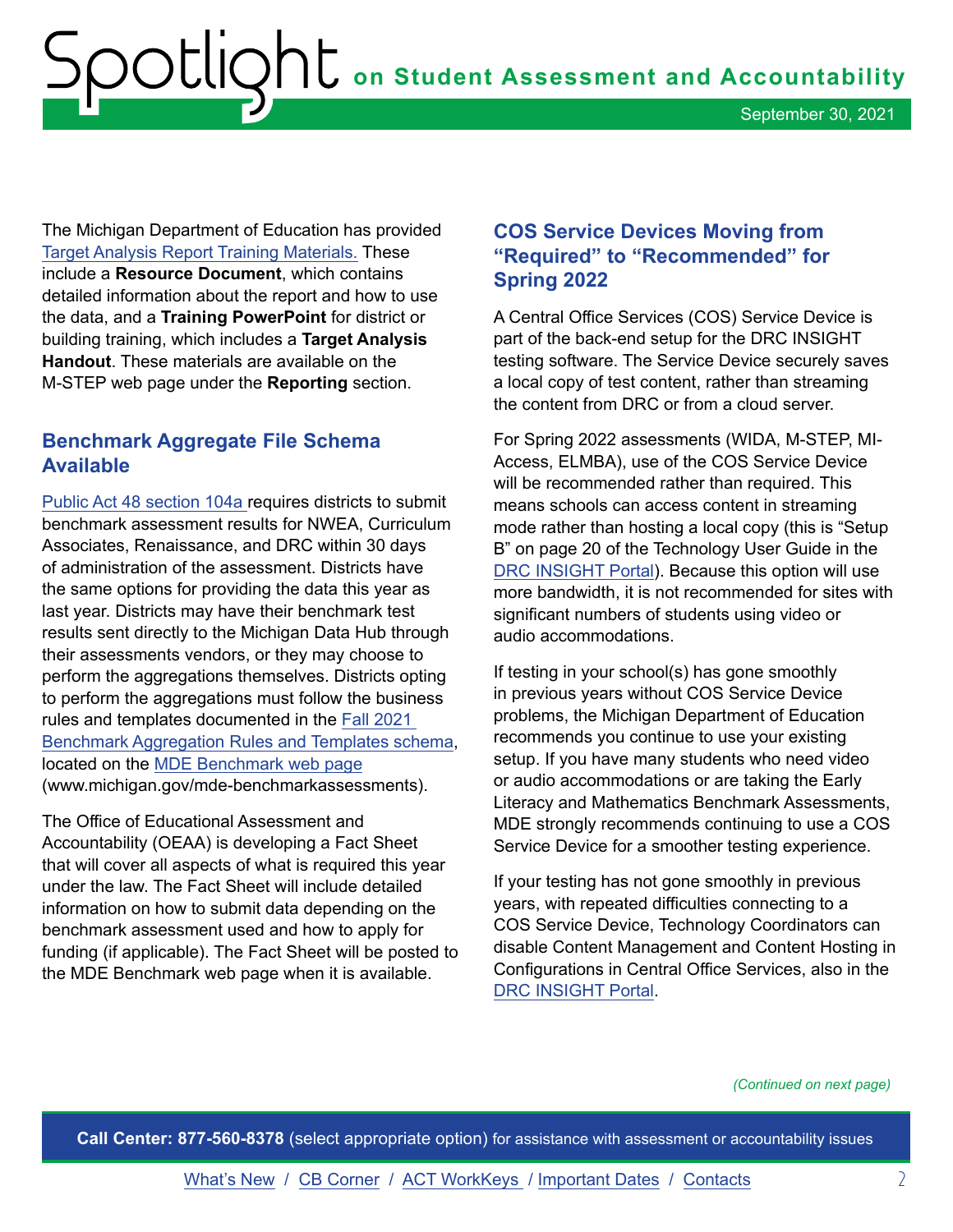The Michigan Department of Education has provided Target Analysis Report Training Materials. These include a **Resource Document**, which contains detailed information about the report and how to use the data, and a **Training PowerPoint** for district or building training, which includes a **Target Analysis Handout**. These materials are available on the M-STEP web page under the **Reporting** section.

## Benchmark Aggregate File Schema Available

Public Act 48 section 104a requires districts to submit benchmark assessment results for NWEA, Curriculum Associates, Renaissance, and DRC within 30 days of administration of the assessment. Districts have the same options for providing the data this year as last year. Districts may have their benchmark test results sent directly to the Michigan Data Hub through their assessments vendors, or they may choose to perform the aggregations themselves. Districts opting to perform the aggregations must follow the business rules and templates documented in the Fall 2021 Benchmark Aggregation Rules and Templates schema, located on the MDE Benchmark web page (www.michigan.gov/mde-benchmarkassessments).

The Office of Educational Assessment and Accountability (OEAA) is developing a Fact Sheet that will cover all aspects of what is required this year under the law. The Fact Sheet will include detailed information on how to submit data depending on the benchmark assessment used and how to apply for funding (if applicable). The Fact Sheet will be posted to the MDE Benchmark web page when it is available.

## COS Service Devices Moving from "Required" to "Recommended" for Spring 2022

A Central Office Services (COS) Service Device is part of the back-end setup for the DRC INSIGHT testing software. The Service Device securely saves a local copy of test content, rather than streaming the content from DRC or from a cloud server.

For Spring 2022 assessments (WIDA, M-STEP, MI-Access, ELMBA), use of the COS Service Device will be recommended rather than required. This means schools can access content in streaming mode rather than hosting a local copy (this is "Setup B" on page 20 of the Technology User Guide in the DRC INSIGHT Portal). Because this option will use more bandwidth, it is not recommended for sites with significant numbers of students using video or audio accommodations.

If testing in your school(s) has gone smoothly in previous years without COS Service Device problems, the Michigan Department of Education recommends you continue to use your existing setup. If you have many students who need video or audio accommodations or are taking the Early Literacy and Mathematics Benchmark Assessments, MDE strongly recommends continuing to use a COS Service Device for a smoother testing experience.

If your testing has not gone smoothly in previous years, with repeated difficulties connecting to a COS Service Device, Technology Coordinators can disable Content Management and Content Hosting in Configurations in Central Office Services, also in the DRC INSIGHT Portal.

*(Continued on next page)*

**Call Center: 877-560-8378** (select appropriate option) for assistance with assessment or accountability issues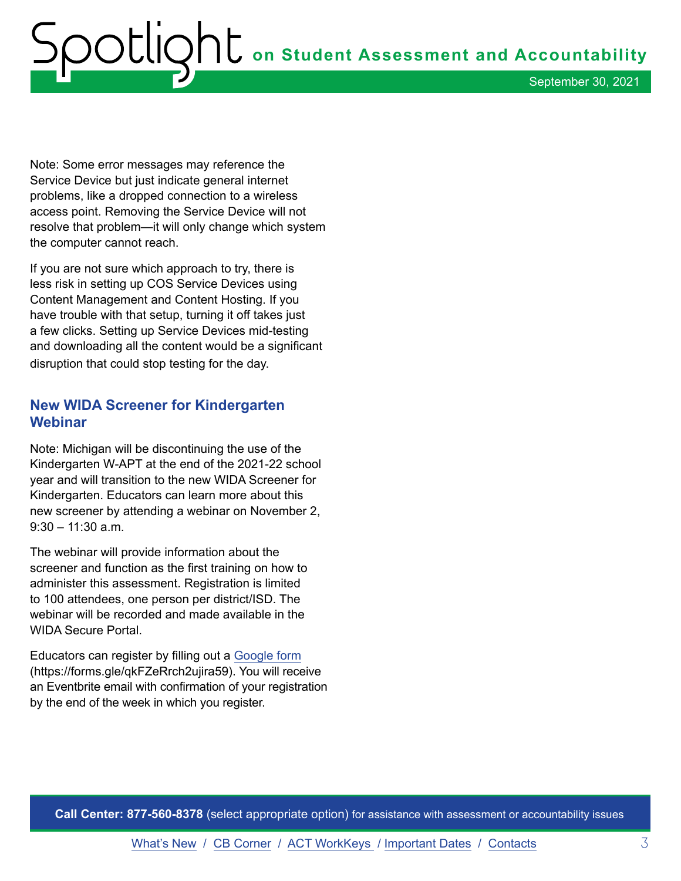Note: Some error messages may reference the Service Device but just indicate general internet problems, like a dropped connection to a wireless access point. Removing the Service Device will not resolve that problem—it will only change which system the computer cannot reach.

If you are not sure which approach to try, there is less risk in setting up COS Service Devices using Content Management and Content Hosting. If you have trouble with that setup, turning it off takes just a few clicks. Setting up Service Devices mid-testing and downloading all the content would be a significant disruption that could stop testing for the day.

## New WIDA Screener for Kindergarten Webinar

Note: Michigan will be discontinuing the use of the Kindergarten W-APT at the end of the 2021-22 school year and will transition to the new WIDA Screener for Kindergarten. Educators can learn more about this new screener by attending a webinar on November 2, 9:30 – 11:30 a.m.

The webinar will provide information about the screener and function as the first training on how to administer this assessment. Registration is limited to 100 attendees, one person per district/ISD. The webinar will be recorded and made available in the WIDA Secure Portal.

Educators can register by filling out a [Google form](https://forms.gle/qkFZeRrch2ujira59) (https://forms.gle/qkFZeRrch2ujira59). You will receive an Eventbrite email with confirmation of your registration by the end of the week in which you register.

**Call Center: 877-560-8378** (select appropriate option) for assistance with assessment or accountability issues

What's New / CB Corner / ACT WorkKeys / Important Dates / Contacts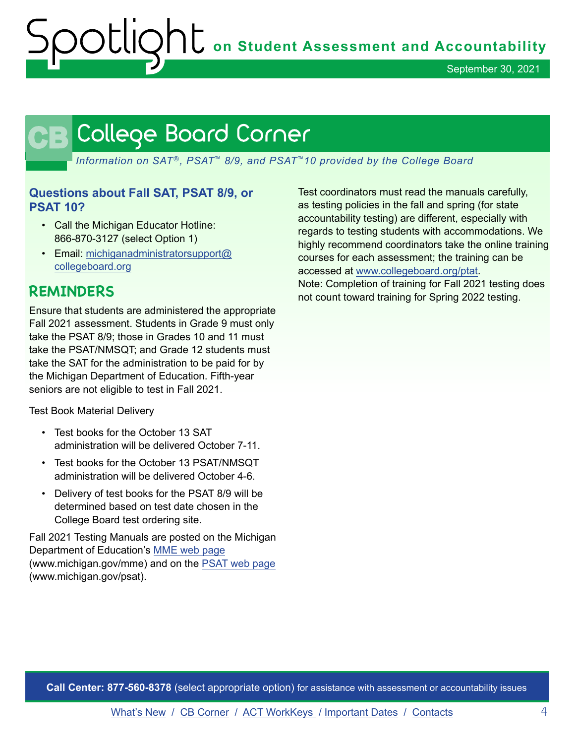# College Board Corner

*Information on SAT®, PSAT™ 8/9, and PSAT™ 10 provided by the College Board*

### Questions about Fall SAT, PSAT 8/9, or PSAT 10?

- Call the Michigan Educator Hotline: 866-870-3127 (select Option 1)
- Email: michiganadministratorsupport@collegeboard.org

## REMINDERS

Ensure that students are administered the appropriate Fall 2021 assessment. Students in Grade 9 must only take the PSAT 8/9; those in Grades 10 and 11 must take the PSAT/NMSQT; and Grade 12 students must take the SAT for the administration to be paid for by the Michigan Department of Education. Fifth-year seniors are not eligible to test in Fall 2021.

Test Book Material Delivery

- Test books for the October 13 SAT administration will be delivered October 7-11.
- Test books for the October 13 PSAT/NMSQT administration will be delivered October 4-6.
- Delivery of test books for the PSAT 8/9 will be determined based on test date chosen in the College Board test ordering site.

Fall 2021 Testing Manuals are posted on the Michigan Department of Education's MME web page (www.michigan.gov/mme) and on the PSAT web page (www.michigan.gov/psat).

Test coordinators must read the manuals carefully, as testing policies in the fall and spring (for state accountability testing) are different, especially with regards to testing students with accommodations. We highly recommend coordinators take the online training courses for each assessment; the training can be accessed at www.collegeboard.org/ptat.
Note: Completion of training for Fall 2021 testing does not count toward training for Spring 2022 testing.

**Call Center: 877-560-8378** (select appropriate option) for assistance with assessment or accountability issues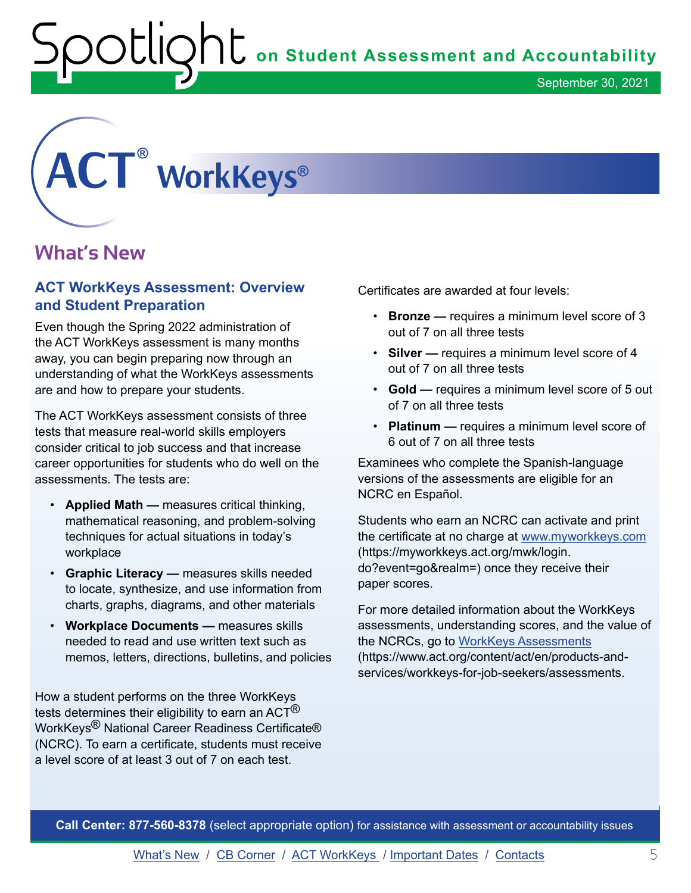# ACT® WorkKeys®

## What's New

### ACT WorkKeys Assessment: Overview and Student Preparation

Even though the Spring 2022 administration of the ACT WorkKeys assessment is many months away, you can begin preparing now through an understanding of what the WorkKeys assessments are and how to prepare your students.

The ACT WorkKeys assessment consists of three tests that measure real-world skills employers consider critical to job success and that increase career opportunities for students who do well on the assessments. The tests are:

- **Applied Math —** measures critical thinking, mathematical reasoning, and problem-solving techniques for actual situations in today's workplace
- **Graphic Literacy —** measures skills needed to locate, synthesize, and use information from charts, graphs, diagrams, and other materials
- **Workplace Documents —** measures skills needed to read and use written text such as memos, letters, directions, bulletins, and policies

How a student performs on the three WorkKeys tests determines their eligibility to earn an ACT® WorkKeys® National Career Readiness Certificate® (NCRC). To earn a certificate, students must receive a level score of at least 3 out of 7 on each test.

Certificates are awarded at four levels:

- **Bronze —** requires a minimum level score of 3 out of 7 on all three tests
- **Silver —** requires a minimum level score of 4 out of 7 on all three tests
- **Gold —** requires a minimum level score of 5 out of 7 on all three tests
- **Platinum —** requires a minimum level score of 6 out of 7 on all three tests

Examinees who complete the Spanish-language versions of the assessments are eligible for an NCRC en Español.

Students who earn an NCRC can activate and print the certificate at no charge at www.myworkkeys.com (https://myworkkeys.act.org/mwk/login.do?event=go&realm=) once they receive their paper scores.

For more detailed information about the WorkKeys assessments, understanding scores, and the value of the NCRCs, go to WorkKeys Assessments (https://www.act.org/content/act/en/products-and-services/workkeys-for-job-seekers/assessments.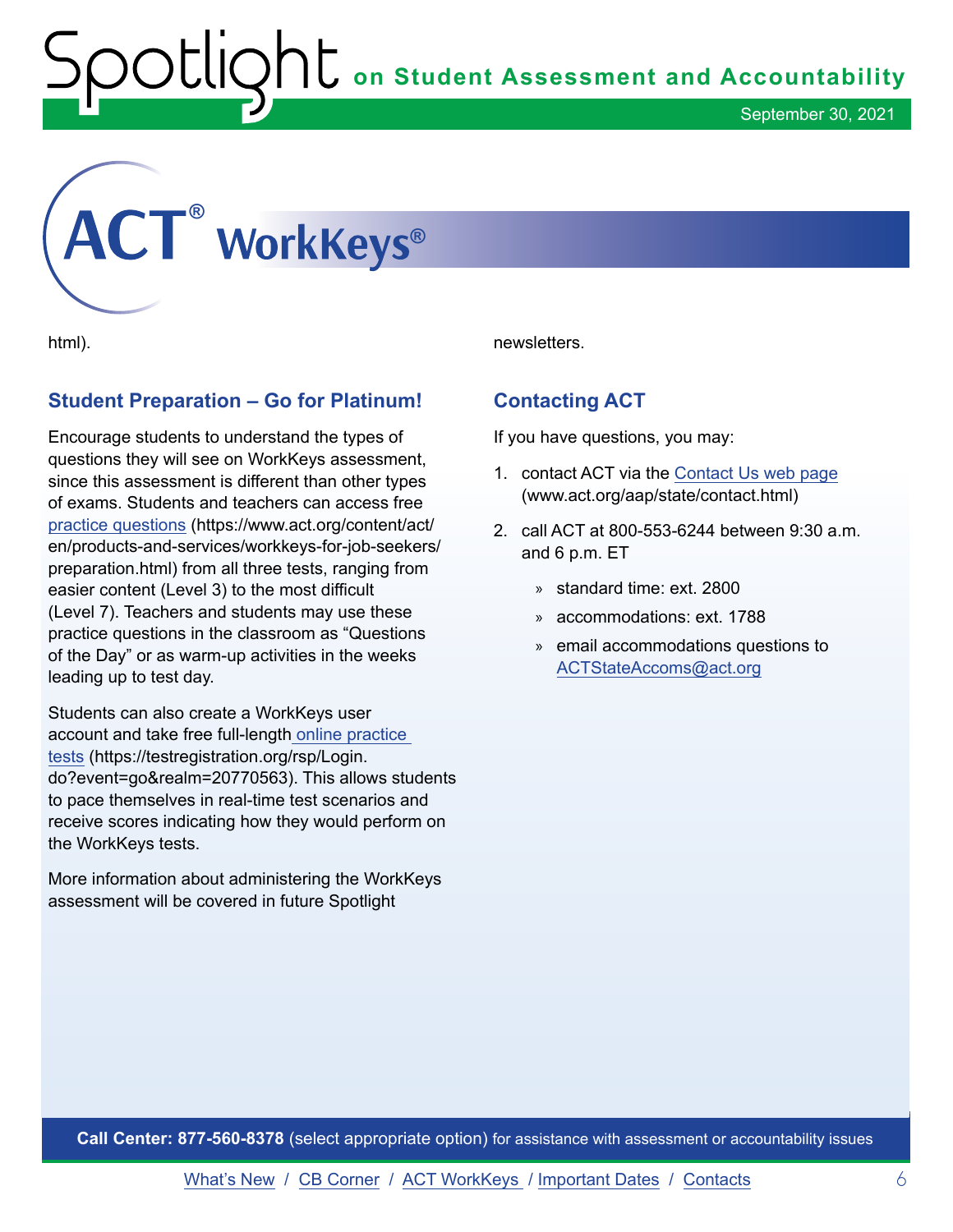# ACT® WorkKeys®

html).

## Student Preparation – Go for Platinum!

Encourage students to understand the types of questions they will see on WorkKeys assessment, since this assessment is different than other types of exams. Students and teachers can access free practice questions (https://www.act.org/content/act/en/products-and-services/workkeys-for-job-seekers/preparation.html) from all three tests, ranging from easier content (Level 3) to the most difficult (Level 7). Teachers and students may use these practice questions in the classroom as "Questions of the Day" or as warm-up activities in the weeks leading up to test day.

Students can also create a WorkKeys user account and take free full-length online practice tests (https://testregistration.org/rsp/Login.do?event=go&realm=20770563). This allows students to pace themselves in real-time test scenarios and receive scores indicating how they would perform on the WorkKeys tests.

More information about administering the WorkKeys assessment will be covered in future Spotlight newsletters.

## Contacting ACT

If you have questions, you may:

1. contact ACT via the Contact Us web page (www.act.org/aap/state/contact.html)
2. call ACT at 800-553-6244 between 9:30 a.m. and 6 p.m. ET
   - standard time: ext. 2800
   - accommodations: ext. 1788
   - email accommodations questions to ACTStateAccoms@act.org

**Call Center: 877-560-8378** (select appropriate option) for assistance with assessment or accountability issues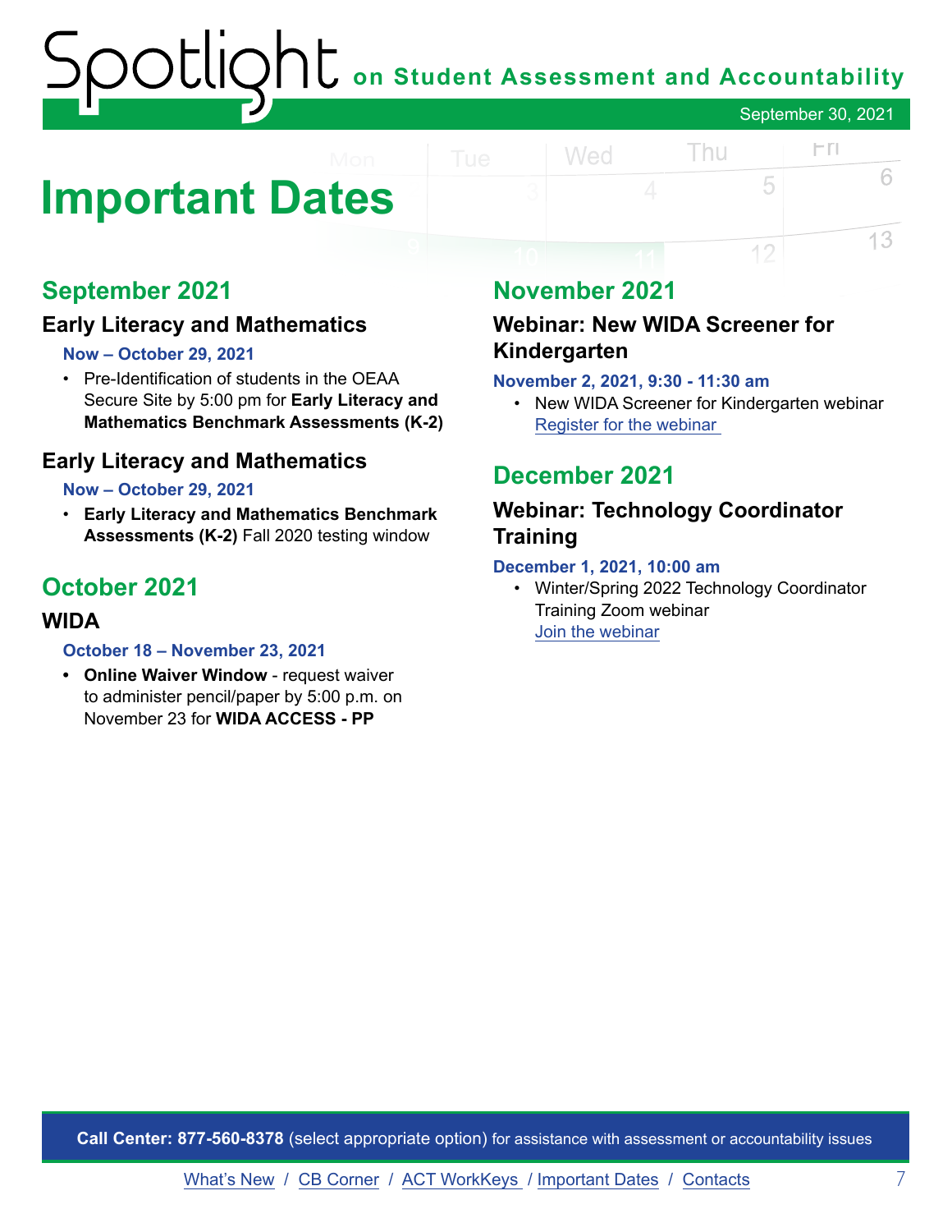# Important Dates

## September 2021

### Early Literacy and Mathematics

**Now – October 29, 2021**

- Pre-Identification of students in the OEAA Secure Site by 5:00 pm for **Early Literacy and Mathematics Benchmark Assessments (K-2)**

### Early Literacy and Mathematics

**Now – October 29, 2021**

- **Early Literacy and Mathematics Benchmark Assessments (K-2)** Fall 2020 testing window

## October 2021

### WIDA

**October 18 – November 23, 2021**

- **Online Waiver Window** - request waiver to administer pencil/paper by 5:00 p.m. on November 23 for **WIDA ACCESS - PP**

## November 2021

### Webinar: New WIDA Screener for Kindergarten

**November 2, 2021, 9:30 - 11:30 am**

- New WIDA Screener for Kindergarten webinar
  Register for the webinar

## December 2021

### Webinar: Technology Coordinator Training

**December 1, 2021, 10:00 am**

- Winter/Spring 2022 Technology Coordinator Training Zoom webinar
  Join the webinar

**Call Center: 877-560-8378** (select appropriate option) for assistance with assessment or accountability issues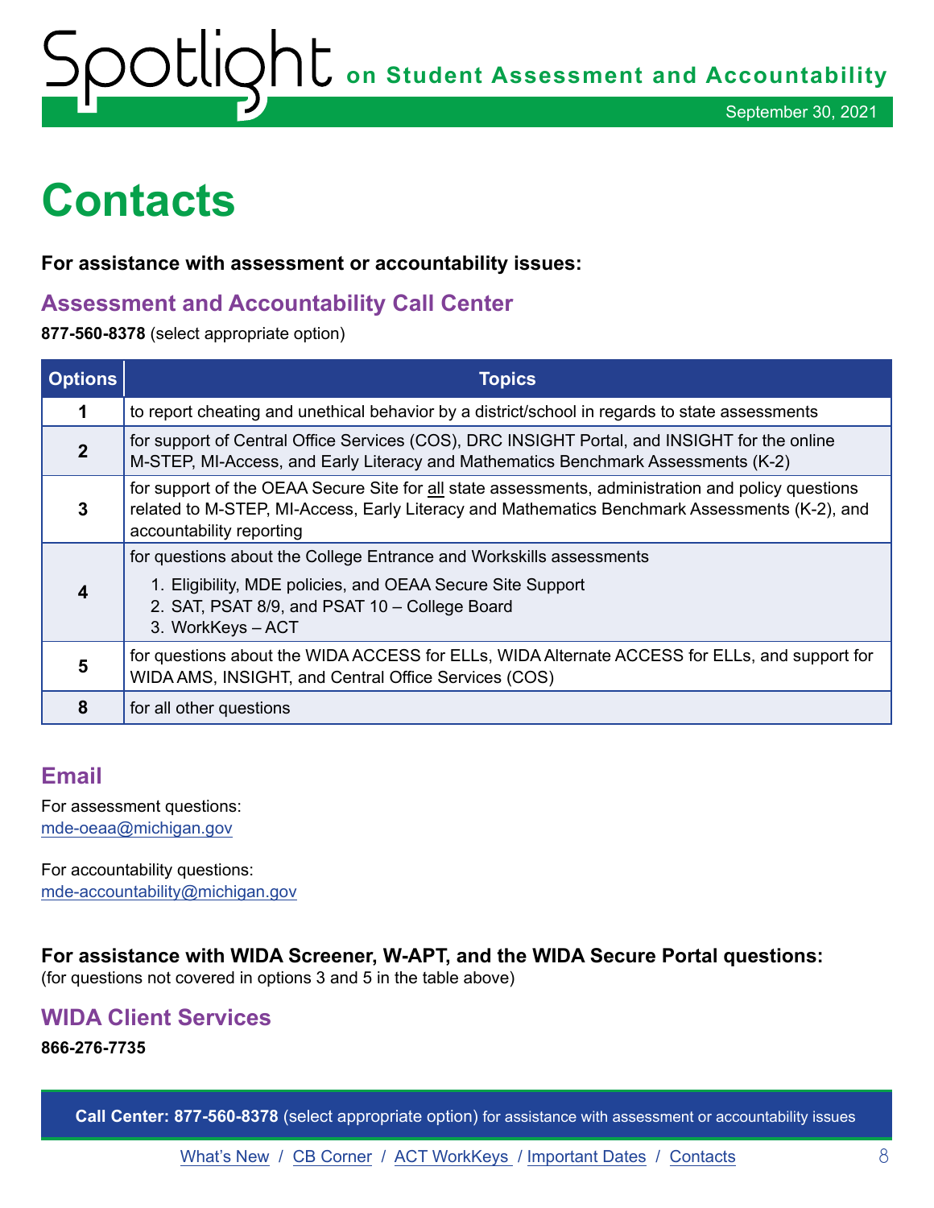# Contacts

**For assistance with assessment or accountability issues:**

## Assessment and Accountability Call Center

**877-560-8378** (select appropriate option)

| Options | Topics |
|---|---|
| **1** | to report cheating and unethical behavior by a district/school in regards to state assessments |
| **2** | for support of Central Office Services (COS), DRC INSIGHT Portal, and INSIGHT for the online M-STEP, MI-Access, and Early Literacy and Mathematics Benchmark Assessments (K-2) |
| **3** | for support of the OEAA Secure Site for all state assessments, administration and policy questions related to M-STEP, MI-Access, Early Literacy and Mathematics Benchmark Assessments (K-2), and accountability reporting |
| **4** | for questions about the College Entrance and Workskills assessments<br>1. Eligibility, MDE policies, and OEAA Secure Site Support<br>2. SAT, PSAT 8/9, and PSAT 10 – College Board<br>3. WorkKeys – ACT |
| **5** | for questions about the WIDA ACCESS for ELLs, WIDA Alternate ACCESS for ELLs, and support for WIDA AMS, INSIGHT, and Central Office Services (COS) |
| **8** | for all other questions |

## Email

For assessment questions:
mde-oeaa@michigan.gov

For accountability questions:
mde-accountability@michigan.gov

**For assistance with WIDA Screener, W-APT, and the WIDA Secure Portal questions:**
(for questions not covered in options 3 and 5 in the table above)

## WIDA Client Services

**866-276-7735**

**Call Center: 877-560-8378** (select appropriate option) for assistance with assessment or accountability issues

What's New / CB Corner / ACT WorkKeys / Important Dates / Contacts